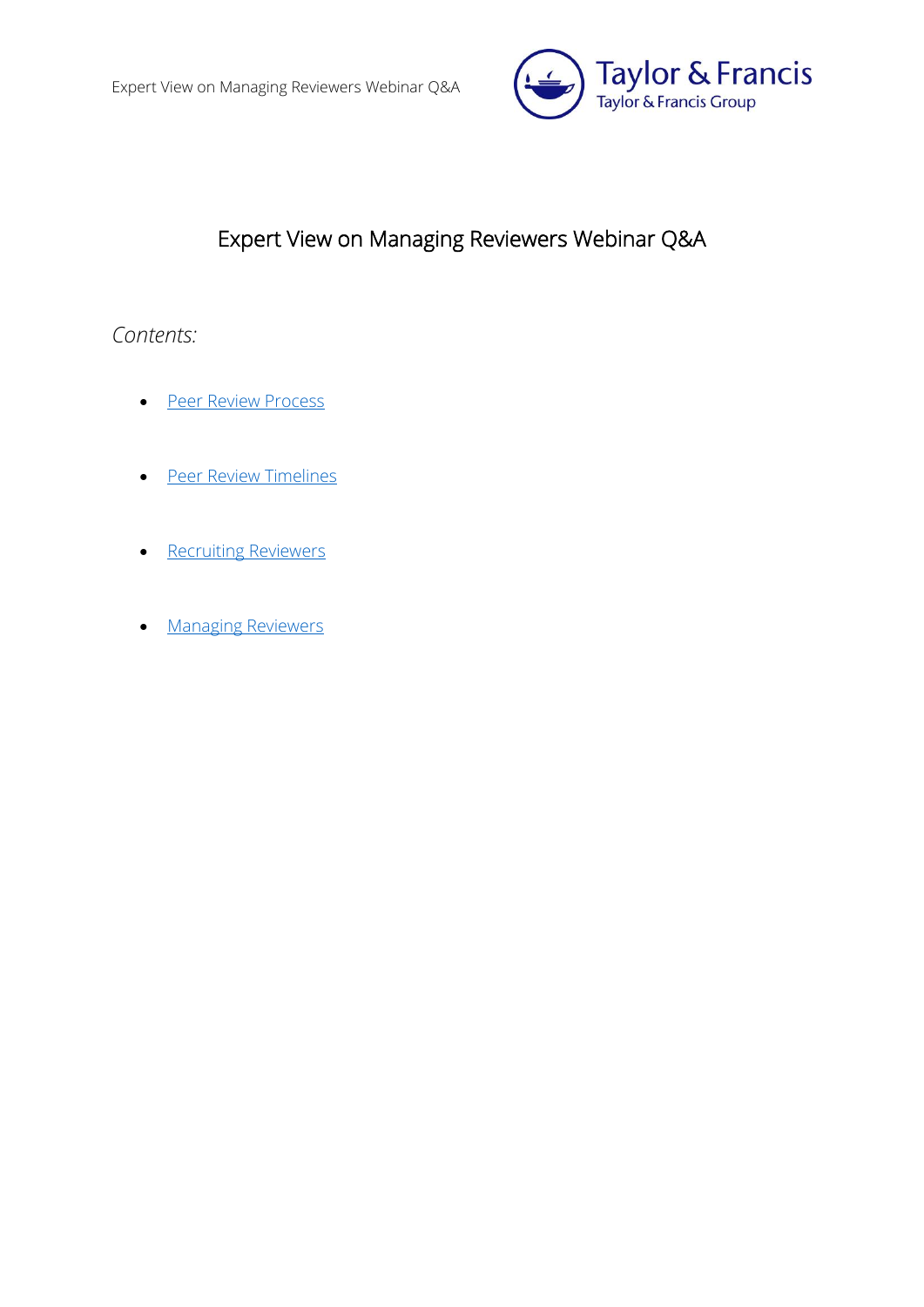# Expert View on Managing Reviewers Webinar Q&A

*Contents:*

- Peer Review Process
- Peer Review Timelines
- Recruiting Reviewers
- Managing Reviewers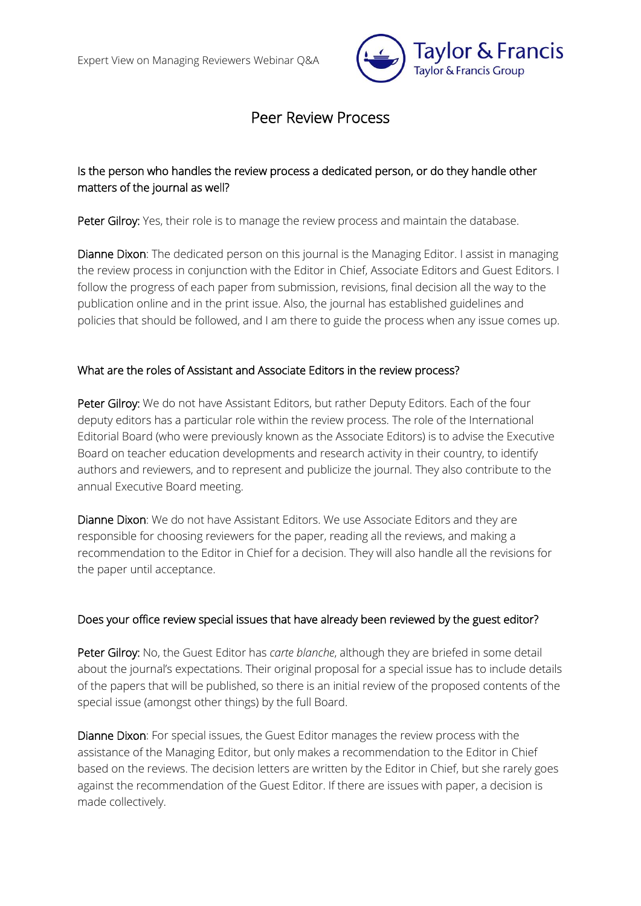# Peer Review Process

## Is the person who handles the review process a dedicated person, or do they handle other matters of the journal as well?

**Peter Gilroy:** Yes, their role is to manage the review process and maintain the database.

**Dianne Dixon**: The dedicated person on this journal is the Managing Editor. I assist in managing the review process in conjunction with the Editor in Chief, Associate Editors and Guest Editors. I follow the progress of each paper from submission, revisions, final decision all the way to the publication online and in the print issue. Also, the journal has established guidelines and policies that should be followed, and I am there to guide the process when any issue comes up.

## What are the roles of Assistant and Associate Editors in the review process?

**Peter Gilroy:** We do not have Assistant Editors, but rather Deputy Editors. Each of the four deputy editors has a particular role within the review process. The role of the International Editorial Board (who were previously known as the Associate Editors) is to advise the Executive Board on teacher education developments and research activity in their country, to identify authors and reviewers, and to represent and publicize the journal. They also contribute to the annual Executive Board meeting.

**Dianne Dixon**: We do not have Assistant Editors. We use Associate Editors and they are responsible for choosing reviewers for the paper, reading all the reviews, and making a recommendation to the Editor in Chief for a decision. They will also handle all the revisions for the paper until acceptance.

## Does your office review special issues that have already been reviewed by the guest editor?

**Peter Gilroy:** No, the Guest Editor has *carte blanche*, although they are briefed in some detail about the journal's expectations. Their original proposal for a special issue has to include details of the papers that will be published, so there is an initial review of the proposed contents of the special issue (amongst other things) by the full Board.

**Dianne Dixon**: For special issues, the Guest Editor manages the review process with the assistance of the Managing Editor, but only makes a recommendation to the Editor in Chief based on the reviews. The decision letters are written by the Editor in Chief, but she rarely goes against the recommendation of the Guest Editor. If there are issues with paper, a decision is made collectively.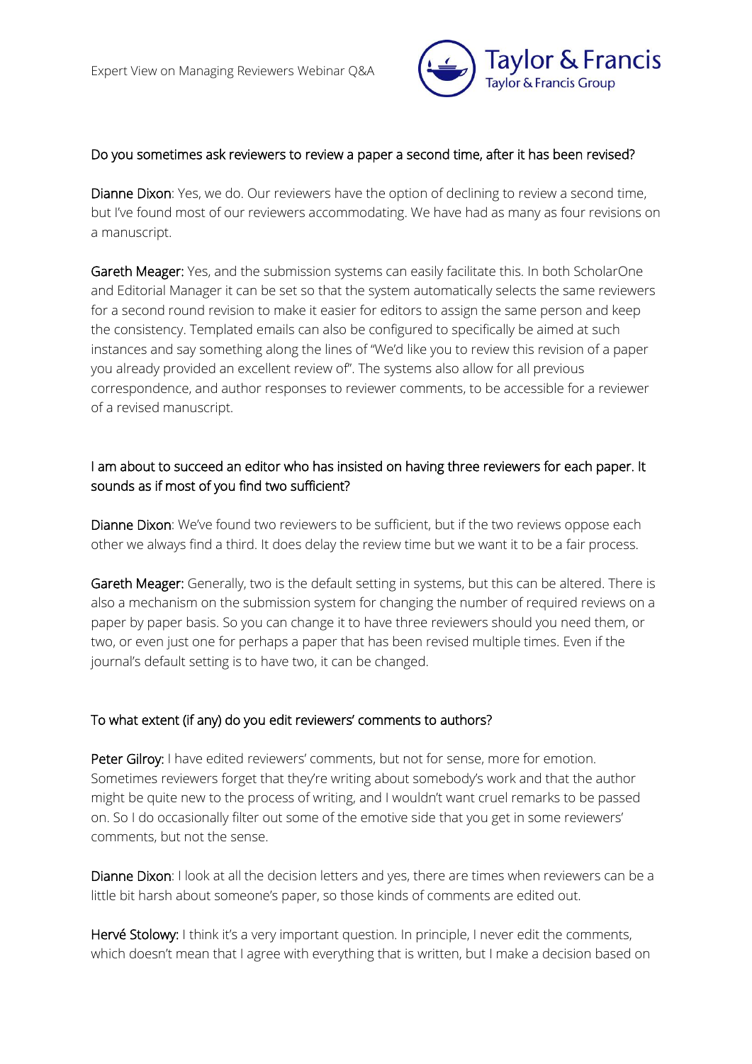Do you sometimes ask reviewers to review a paper a second time, after it has been revised?

**Dianne Dixon**: Yes, we do. Our reviewers have the option of declining to review a second time, but I've found most of our reviewers accommodating. We have had as many as four revisions on a manuscript.

**Gareth Meager:** Yes, and the submission systems can easily facilitate this. In both ScholarOne and Editorial Manager it can be set so that the system automatically selects the same reviewers for a second round revision to make it easier for editors to assign the same person and keep the consistency. Templated emails can also be configured to specifically be aimed at such instances and say something along the lines of "We'd like you to review this revision of a paper you already provided an excellent review of". The systems also allow for all previous correspondence, and author responses to reviewer comments, to be accessible for a reviewer of a revised manuscript.

I am about to succeed an editor who has insisted on having three reviewers for each paper. It sounds as if most of you find two sufficient?

**Dianne Dixon**: We've found two reviewers to be sufficient, but if the two reviews oppose each other we always find a third. It does delay the review time but we want it to be a fair process.

**Gareth Meager:** Generally, two is the default setting in systems, but this can be altered. There is also a mechanism on the submission system for changing the number of required reviews on a paper by paper basis. So you can change it to have three reviewers should you need them, or two, or even just one for perhaps a paper that has been revised multiple times. Even if the journal's default setting is to have two, it can be changed.

To what extent (if any) do you edit reviewers' comments to authors?

**Peter Gilroy:** I have edited reviewers' comments, but not for sense, more for emotion. Sometimes reviewers forget that they're writing about somebody's work and that the author might be quite new to the process of writing, and I wouldn't want cruel remarks to be passed on. So I do occasionally filter out some of the emotive side that you get in some reviewers' comments, but not the sense.

**Dianne Dixon**: I look at all the decision letters and yes, there are times when reviewers can be a little bit harsh about someone's paper, so those kinds of comments are edited out.

**Hervé Stolowy:** I think it's a very important question. In principle, I never edit the comments, which doesn't mean that I agree with everything that is written, but I make a decision based on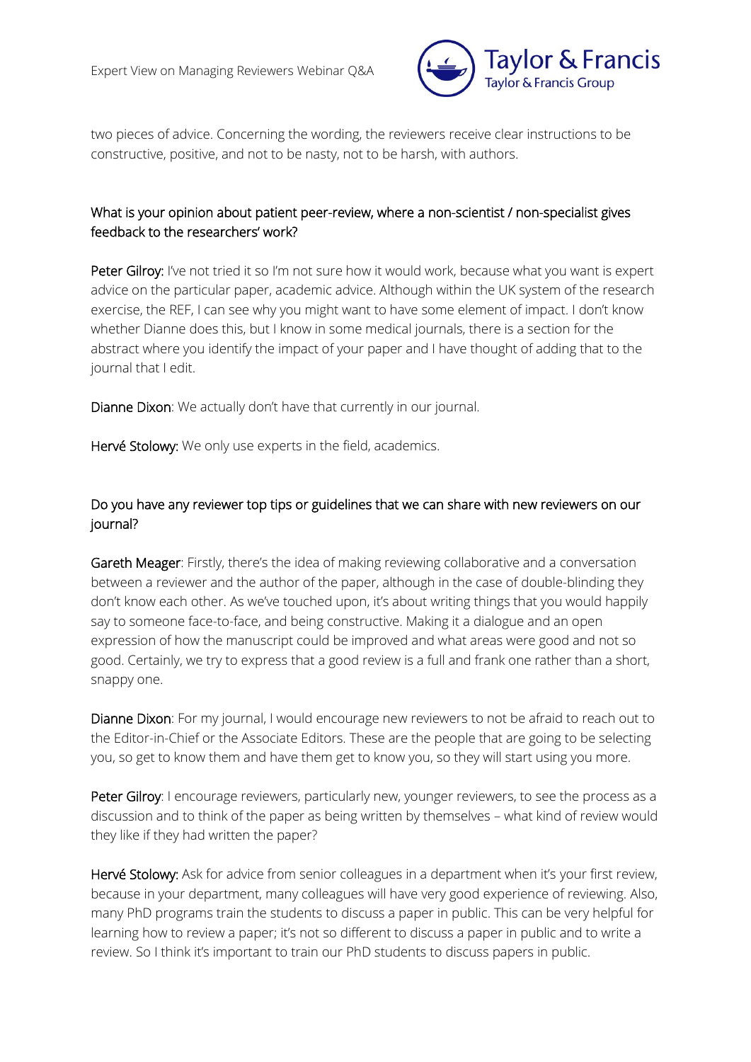two pieces of advice. Concerning the wording, the reviewers receive clear instructions to be constructive, positive, and not to be nasty, not to be harsh, with authors.

## What is your opinion about patient peer-review, where a non-scientist / non-specialist gives feedback to the researchers' work?

**Peter Gilroy:** I've not tried it so I'm not sure how it would work, because what you want is expert advice on the particular paper, academic advice. Although within the UK system of the research exercise, the REF, I can see why you might want to have some element of impact. I don't know whether Dianne does this, but I know in some medical journals, there is a section for the abstract where you identify the impact of your paper and I have thought of adding that to the journal that I edit.

**Dianne Dixon**: We actually don't have that currently in our journal.

**Hervé Stolowy:** We only use experts in the field, academics.

## Do you have any reviewer top tips or guidelines that we can share with new reviewers on our journal?

**Gareth Meager**: Firstly, there's the idea of making reviewing collaborative and a conversation between a reviewer and the author of the paper, although in the case of double-blinding they don't know each other. As we've touched upon, it's about writing things that you would happily say to someone face-to-face, and being constructive. Making it a dialogue and an open expression of how the manuscript could be improved and what areas were good and not so good. Certainly, we try to express that a good review is a full and frank one rather than a short, snappy one.

**Dianne Dixon**: For my journal, I would encourage new reviewers to not be afraid to reach out to the Editor-in-Chief or the Associate Editors. These are the people that are going to be selecting you, so get to know them and have them get to know you, so they will start using you more.

**Peter Gilroy**: I encourage reviewers, particularly new, younger reviewers, to see the process as a discussion and to think of the paper as being written by themselves – what kind of review would they like if they had written the paper?

**Hervé Stolowy:** Ask for advice from senior colleagues in a department when it's your first review, because in your department, many colleagues will have very good experience of reviewing. Also, many PhD programs train the students to discuss a paper in public. This can be very helpful for learning how to review a paper; it's not so different to discuss a paper in public and to write a review. So I think it's important to train our PhD students to discuss papers in public.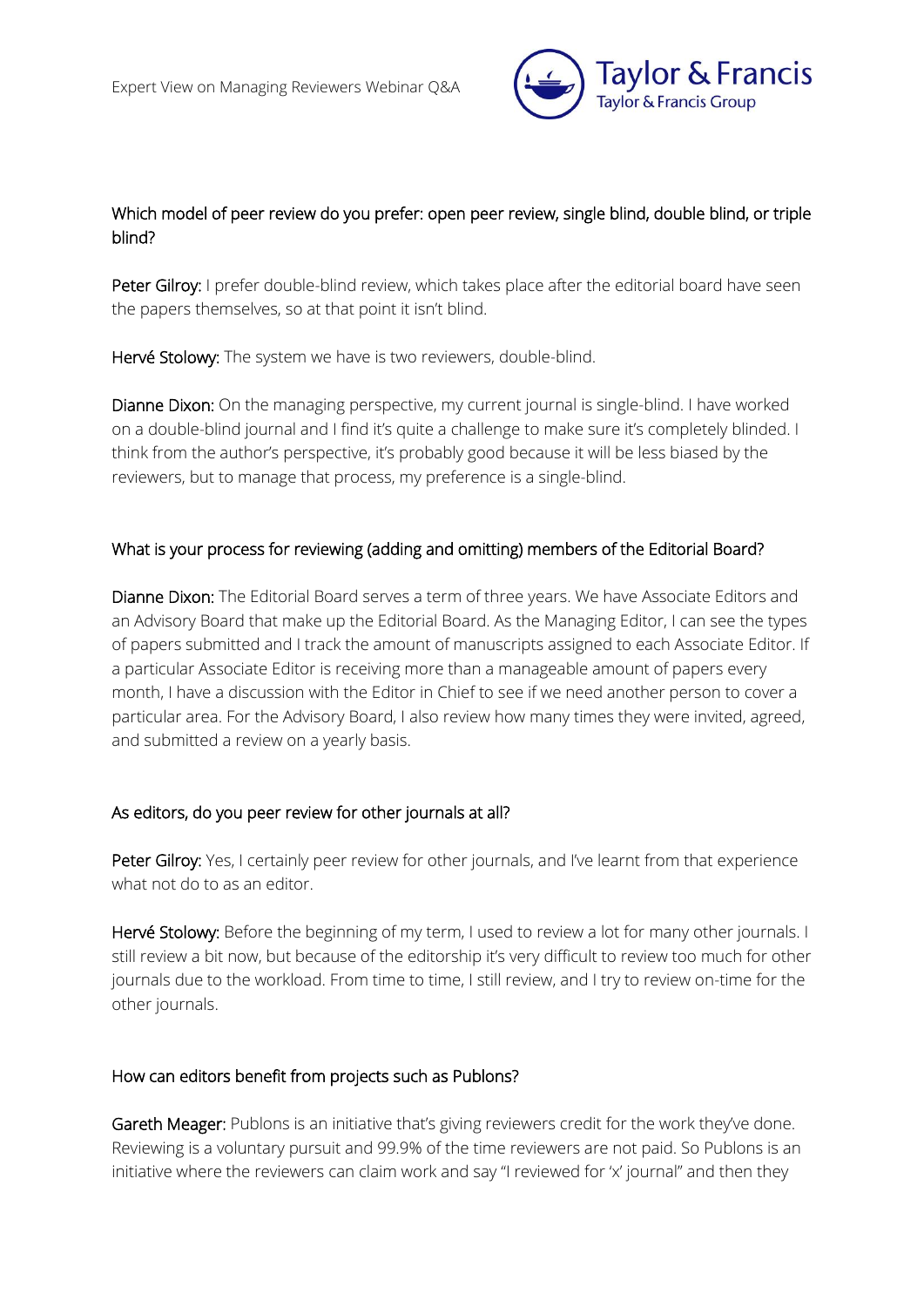## Which model of peer review do you prefer: open peer review, single blind, double blind, or triple blind?

**Peter Gilroy:** I prefer double-blind review, which takes place after the editorial board have seen the papers themselves, so at that point it isn't blind.

**Hervé Stolowy:** The system we have is two reviewers, double-blind.

**Dianne Dixon:** On the managing perspective, my current journal is single-blind. I have worked on a double-blind journal and I find it's quite a challenge to make sure it's completely blinded. I think from the author's perspective, it's probably good because it will be less biased by the reviewers, but to manage that process, my preference is a single-blind.

## What is your process for reviewing (adding and omitting) members of the Editorial Board?

**Dianne Dixon:** The Editorial Board serves a term of three years. We have Associate Editors and an Advisory Board that make up the Editorial Board. As the Managing Editor, I can see the types of papers submitted and I track the amount of manuscripts assigned to each Associate Editor. If a particular Associate Editor is receiving more than a manageable amount of papers every month, I have a discussion with the Editor in Chief to see if we need another person to cover a particular area. For the Advisory Board, I also review how many times they were invited, agreed, and submitted a review on a yearly basis.

## As editors, do you peer review for other journals at all?

**Peter Gilroy:** Yes, I certainly peer review for other journals, and I've learnt from that experience what not do to as an editor.

**Hervé Stolowy:** Before the beginning of my term, I used to review a lot for many other journals. I still review a bit now, but because of the editorship it's very difficult to review too much for other journals due to the workload. From time to time, I still review, and I try to review on-time for the other journals.

## How can editors benefit from projects such as Publons?

**Gareth Meager:** Publons is an initiative that's giving reviewers credit for the work they've done. Reviewing is a voluntary pursuit and 99.9% of the time reviewers are not paid. So Publons is an initiative where the reviewers can claim work and say "I reviewed for 'x' journal" and then they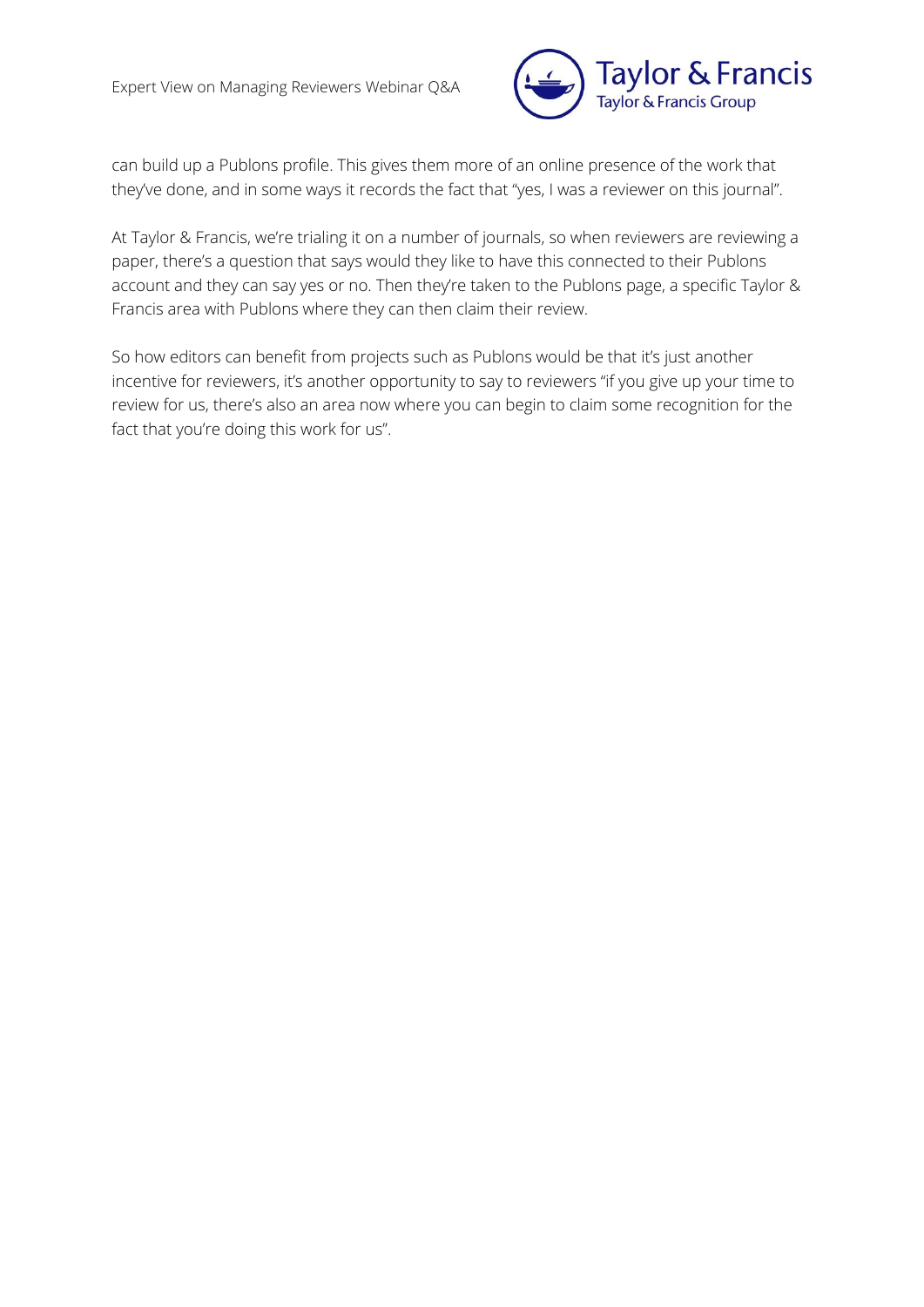can build up a Publons profile. This gives them more of an online presence of the work that they've done, and in some ways it records the fact that "yes, I was a reviewer on this journal".

At Taylor & Francis, we're trialing it on a number of journals, so when reviewers are reviewing a paper, there's a question that says would they like to have this connected to their Publons account and they can say yes or no. Then they're taken to the Publons page, a specific Taylor & Francis area with Publons where they can then claim their review.

So how editors can benefit from projects such as Publons would be that it's just another incentive for reviewers, it's another opportunity to say to reviewers "if you give up your time to review for us, there's also an area now where you can begin to claim some recognition for the fact that you're doing this work for us".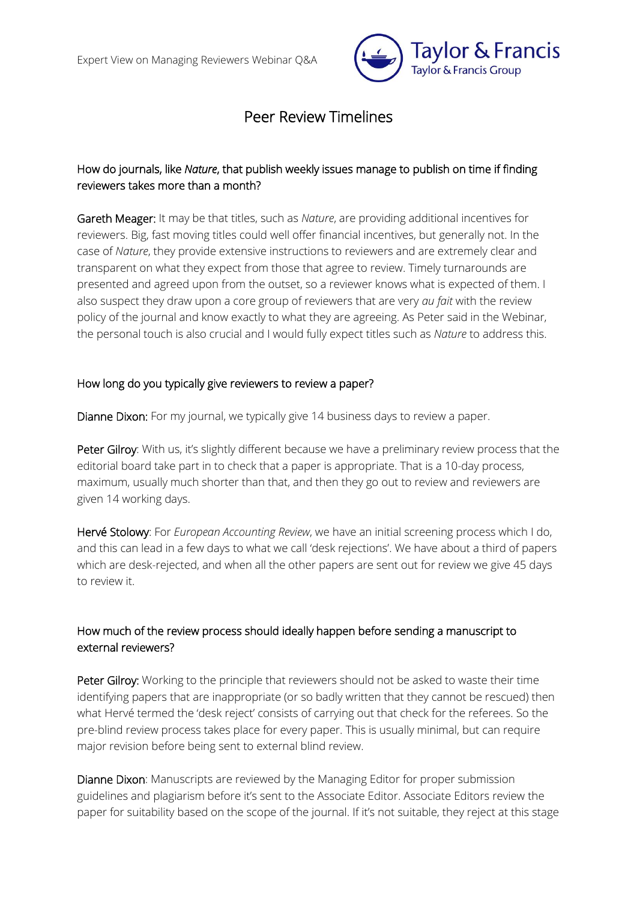# Peer Review Timelines

### How do journals, like *Nature*, that publish weekly issues manage to publish on time if finding reviewers takes more than a month?

**Gareth Meager:** It may be that titles, such as *Nature*, are providing additional incentives for reviewers. Big, fast moving titles could well offer financial incentives, but generally not. In the case of *Nature*, they provide extensive instructions to reviewers and are extremely clear and transparent on what they expect from those that agree to review. Timely turnarounds are presented and agreed upon from the outset, so a reviewer knows what is expected of them. I also suspect they draw upon a core group of reviewers that are very *au fait* with the review policy of the journal and know exactly to what they are agreeing. As Peter said in the Webinar, the personal touch is also crucial and I would fully expect titles such as *Nature* to address this.

### How long do you typically give reviewers to review a paper?

**Dianne Dixon:** For my journal, we typically give 14 business days to review a paper.

**Peter Gilroy**: With us, it's slightly different because we have a preliminary review process that the editorial board take part in to check that a paper is appropriate. That is a 10-day process, maximum, usually much shorter than that, and then they go out to review and reviewers are given 14 working days.

**Hervé Stolowy**: For *European Accounting Review*, we have an initial screening process which I do, and this can lead in a few days to what we call 'desk rejections'. We have about a third of papers which are desk-rejected, and when all the other papers are sent out for review we give 45 days to review it.

### How much of the review process should ideally happen before sending a manuscript to external reviewers?

**Peter Gilroy:** Working to the principle that reviewers should not be asked to waste their time identifying papers that are inappropriate (or so badly written that they cannot be rescued) then what Hervé termed the 'desk reject' consists of carrying out that check for the referees. So the pre-blind review process takes place for every paper. This is usually minimal, but can require major revision before being sent to external blind review.

**Dianne Dixon**: Manuscripts are reviewed by the Managing Editor for proper submission guidelines and plagiarism before it's sent to the Associate Editor. Associate Editors review the paper for suitability based on the scope of the journal. If it's not suitable, they reject at this stage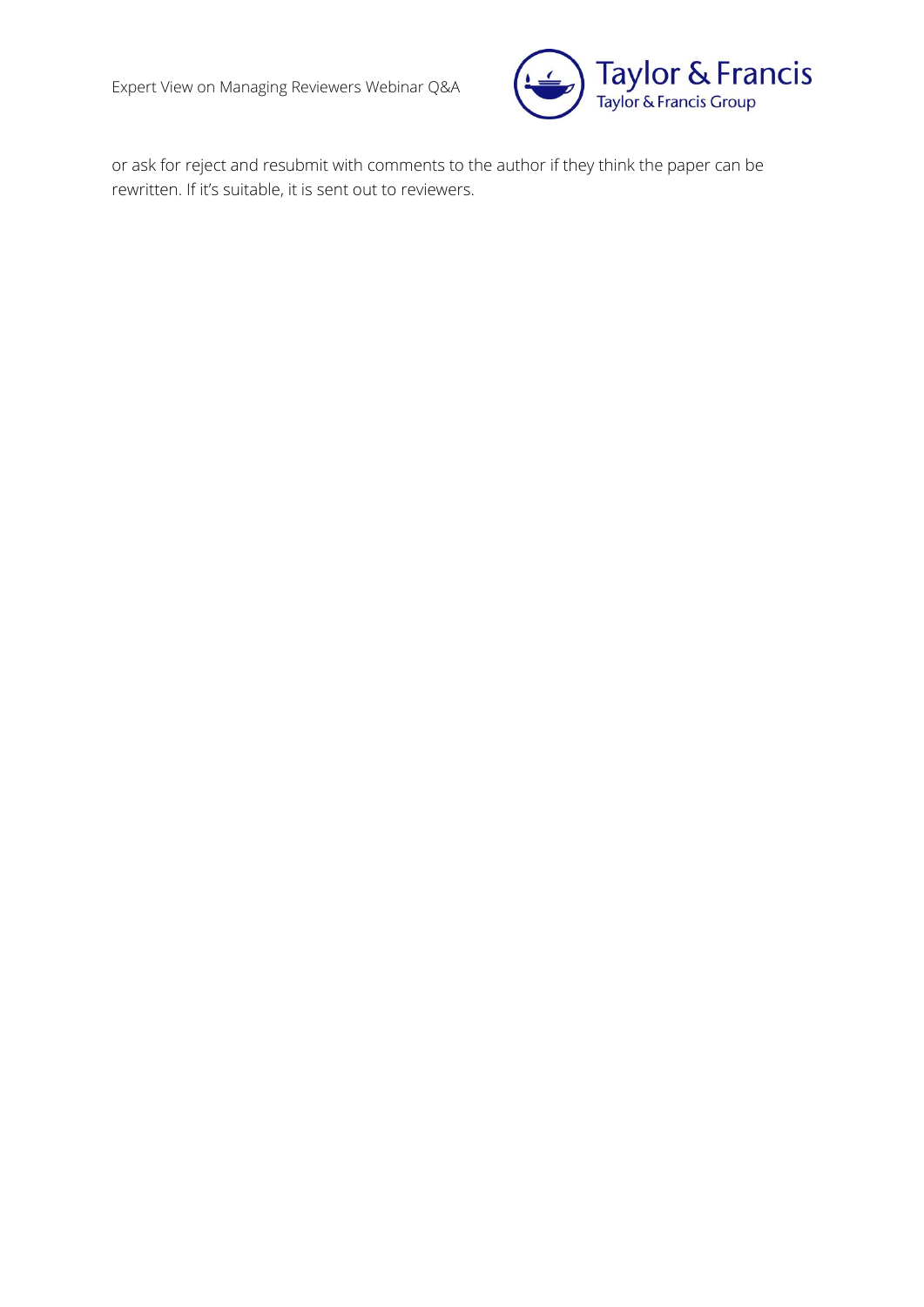or ask for reject and resubmit with comments to the author if they think the paper can be rewritten. If it's suitable, it is sent out to reviewers.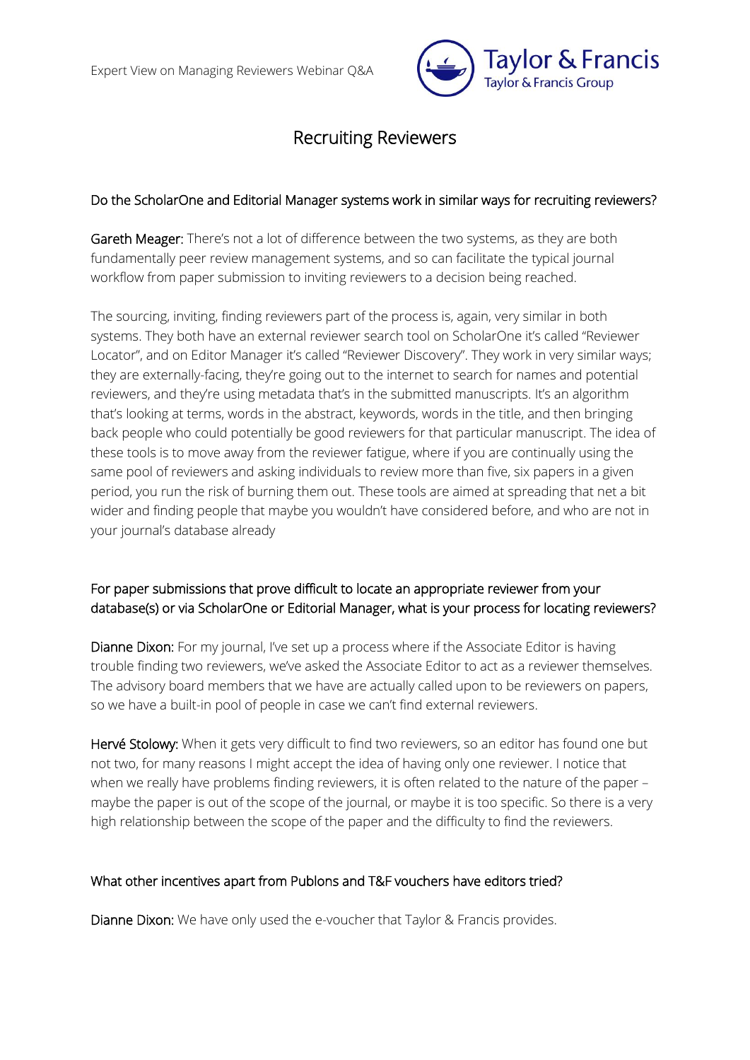# Recruiting Reviewers

## Do the ScholarOne and Editorial Manager systems work in similar ways for recruiting reviewers?

**Gareth Meager:** There's not a lot of difference between the two systems, as they are both fundamentally peer review management systems, and so can facilitate the typical journal workflow from paper submission to inviting reviewers to a decision being reached.

The sourcing, inviting, finding reviewers part of the process is, again, very similar in both systems. They both have an external reviewer search tool on ScholarOne it's called "Reviewer Locator", and on Editor Manager it's called "Reviewer Discovery". They work in very similar ways; they are externally-facing, they're going out to the internet to search for names and potential reviewers, and they're using metadata that's in the submitted manuscripts. It's an algorithm that's looking at terms, words in the abstract, keywords, words in the title, and then bringing back people who could potentially be good reviewers for that particular manuscript. The idea of these tools is to move away from the reviewer fatigue, where if you are continually using the same pool of reviewers and asking individuals to review more than five, six papers in a given period, you run the risk of burning them out. These tools are aimed at spreading that net a bit wider and finding people that maybe you wouldn't have considered before, and who are not in your journal's database already

## For paper submissions that prove difficult to locate an appropriate reviewer from your database(s) or via ScholarOne or Editorial Manager, what is your process for locating reviewers?

**Dianne Dixon:** For my journal, I've set up a process where if the Associate Editor is having trouble finding two reviewers, we've asked the Associate Editor to act as a reviewer themselves. The advisory board members that we have are actually called upon to be reviewers on papers, so we have a built-in pool of people in case we can't find external reviewers.

**Hervé Stolowy:** When it gets very difficult to find two reviewers, so an editor has found one but not two, for many reasons I might accept the idea of having only one reviewer. I notice that when we really have problems finding reviewers, it is often related to the nature of the paper – maybe the paper is out of the scope of the journal, or maybe it is too specific. So there is a very high relationship between the scope of the paper and the difficulty to find the reviewers.

## What other incentives apart from Publons and T&F vouchers have editors tried?

**Dianne Dixon:** We have only used the e-voucher that Taylor & Francis provides.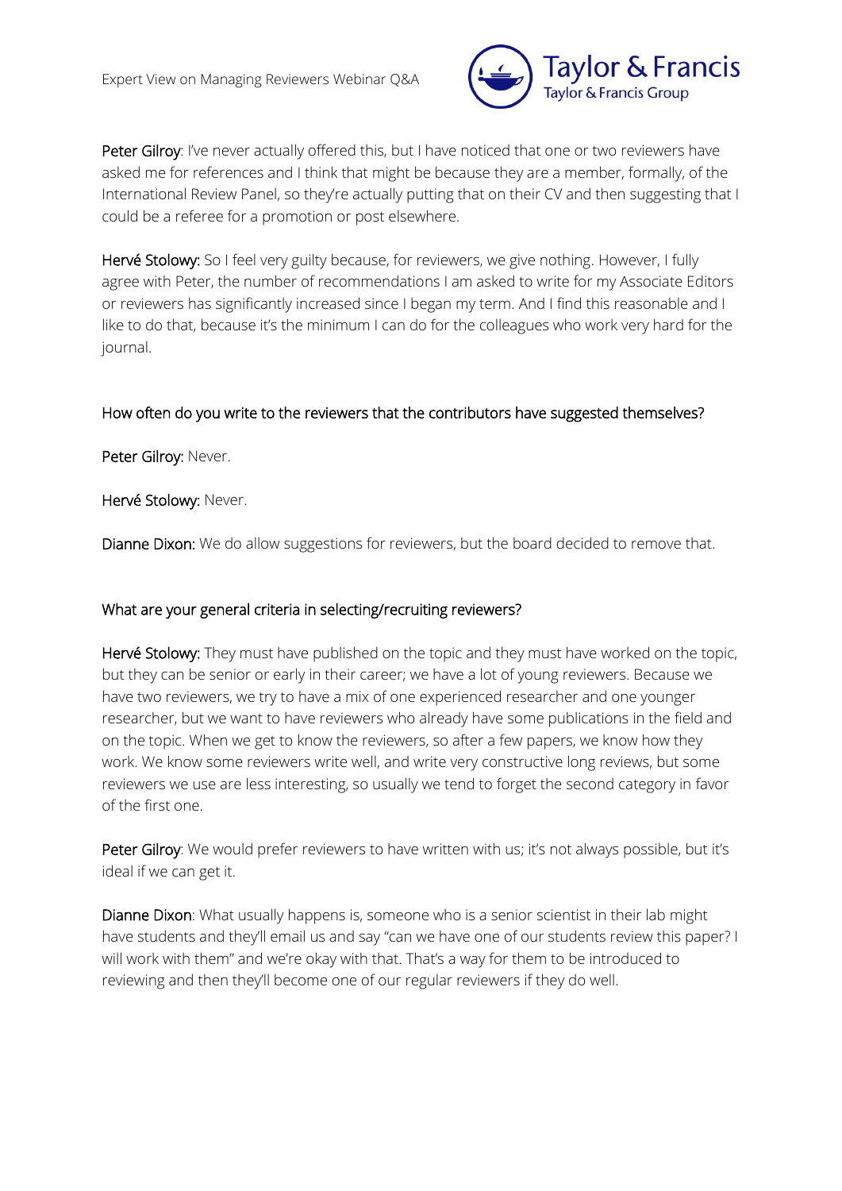**Peter Gilroy**: I've never actually offered this, but I have noticed that one or two reviewers have asked me for references and I think that might be because they are a member, formally, of the International Review Panel, so they're actually putting that on their CV and then suggesting that I could be a referee for a promotion or post elsewhere.

**Hervé Stolowy:** So I feel very guilty because, for reviewers, we give nothing. However, I fully agree with Peter, the number of recommendations I am asked to write for my Associate Editors or reviewers has significantly increased since I began my term. And I find this reasonable and I like to do that, because it's the minimum I can do for the colleagues who work very hard for the journal.

## How often do you write to the reviewers that the contributors have suggested themselves?

**Peter Gilroy:** Never.

**Hervé Stolowy:** Never.

**Dianne Dixon:** We do allow suggestions for reviewers, but the board decided to remove that.

## What are your general criteria in selecting/recruiting reviewers?

**Hervé Stolowy:** They must have published on the topic and they must have worked on the topic, but they can be senior or early in their career; we have a lot of young reviewers. Because we have two reviewers, we try to have a mix of one experienced researcher and one younger researcher, but we want to have reviewers who already have some publications in the field and on the topic. When we get to know the reviewers, so after a few papers, we know how they work. We know some reviewers write well, and write very constructive long reviews, but some reviewers we use are less interesting, so usually we tend to forget the second category in favor of the first one.

**Peter Gilroy**: We would prefer reviewers to have written with us; it's not always possible, but it's ideal if we can get it.

**Dianne Dixon**: What usually happens is, someone who is a senior scientist in their lab might have students and they'll email us and say "can we have one of our students review this paper? I will work with them" and we're okay with that. That's a way for them to be introduced to reviewing and then they'll become one of our regular reviewers if they do well.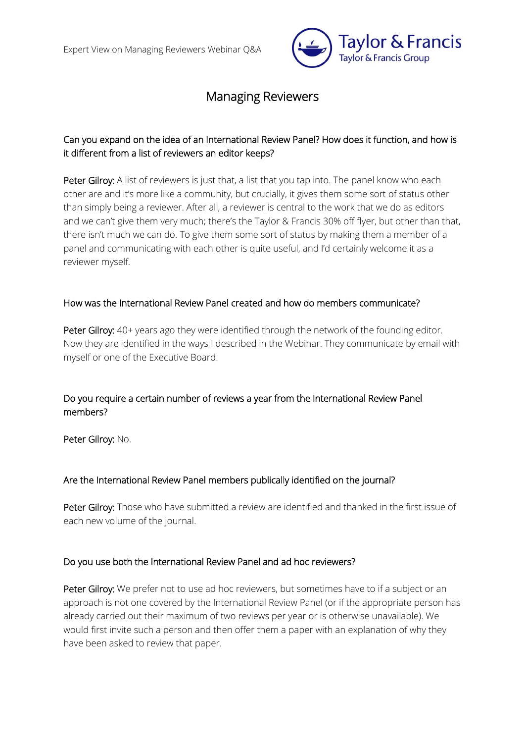# Managing Reviewers

### Can you expand on the idea of an International Review Panel? How does it function, and how is it different from a list of reviewers an editor keeps?

**Peter Gilroy:** A list of reviewers is just that, a list that you tap into. The panel know who each other are and it's more like a community, but crucially, it gives them some sort of status other than simply being a reviewer. After all, a reviewer is central to the work that we do as editors and we can't give them very much; there's the Taylor & Francis 30% off flyer, but other than that, there isn't much we can do. To give them some sort of status by making them a member of a panel and communicating with each other is quite useful, and I'd certainly welcome it as a reviewer myself.

### How was the International Review Panel created and how do members communicate?

**Peter Gilroy:** 40+ years ago they were identified through the network of the founding editor. Now they are identified in the ways I described in the Webinar. They communicate by email with myself or one of the Executive Board.

### Do you require a certain number of reviews a year from the International Review Panel members?

**Peter Gilroy:** No.

### Are the International Review Panel members publically identified on the journal?

**Peter Gilroy:** Those who have submitted a review are identified and thanked in the first issue of each new volume of the journal.

### Do you use both the International Review Panel and ad hoc reviewers?

**Peter Gilroy:** We prefer not to use ad hoc reviewers, but sometimes have to if a subject or an approach is not one covered by the International Review Panel (or if the appropriate person has already carried out their maximum of two reviews per year or is otherwise unavailable). We would first invite such a person and then offer them a paper with an explanation of why they have been asked to review that paper.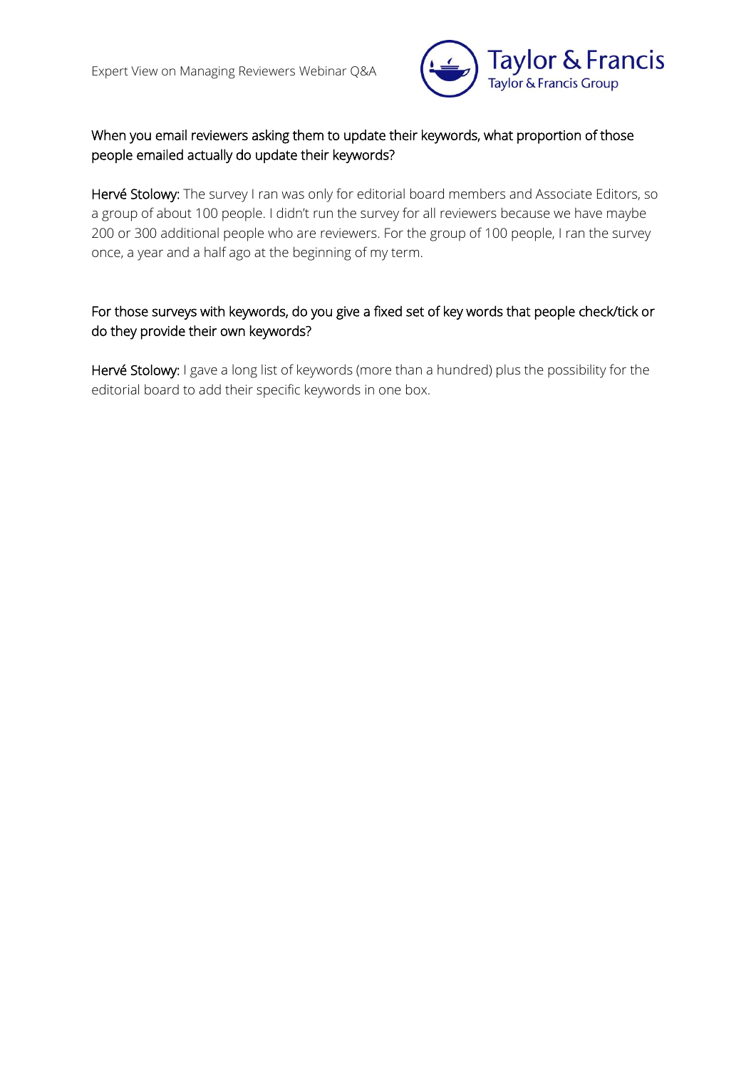When you email reviewers asking them to update their keywords, what proportion of those people emailed actually do update their keywords?

**Hervé Stolowy:** The survey I ran was only for editorial board members and Associate Editors, so a group of about 100 people. I didn't run the survey for all reviewers because we have maybe 200 or 300 additional people who are reviewers. For the group of 100 people, I ran the survey once, a year and a half ago at the beginning of my term.

For those surveys with keywords, do you give a fixed set of key words that people check/tick or do they provide their own keywords?

**Hervé Stolowy:** I gave a long list of keywords (more than a hundred) plus the possibility for the editorial board to add their specific keywords in one box.